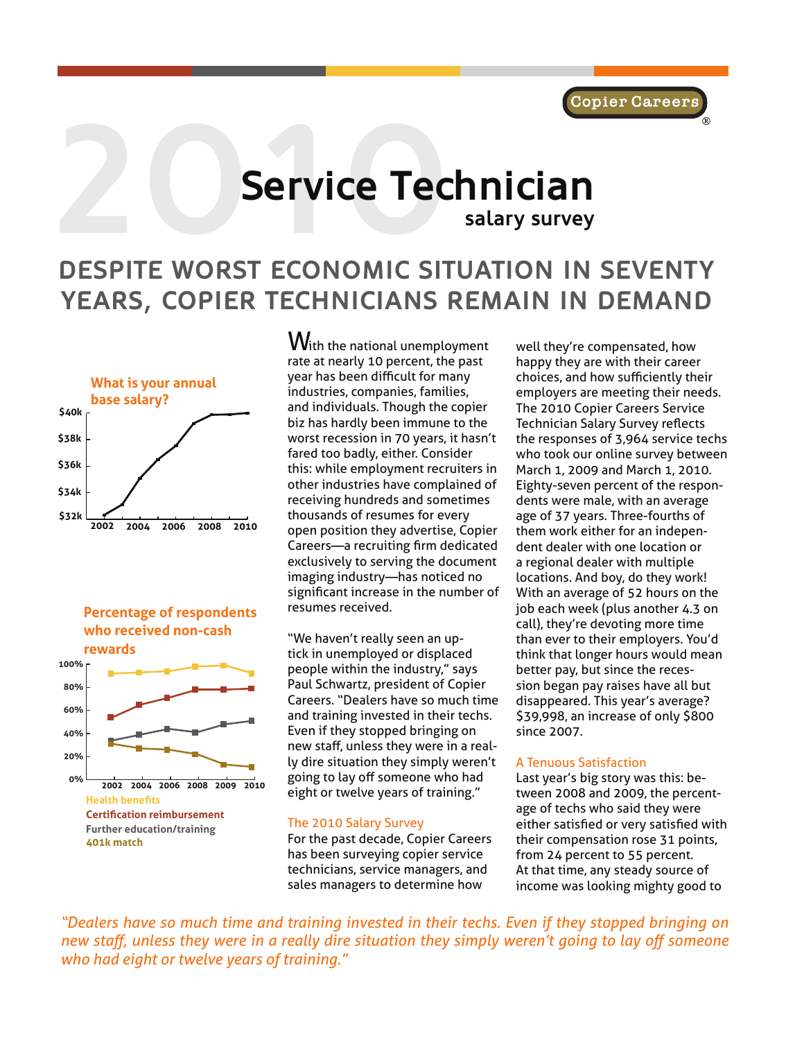Copier Careers®

# 2010 Service Technician salary survey

## DESPITE WORST ECONOMIC SITUATION IN SEVENTY YEARS, COPIER TECHNICIANS REMAIN IN DEMAND

**What is your annual base salary?**

$40k, $38k, $36k, $34k, $32k — 2002, 2004, 2006, 2008, 2010

**Percentage of respondents who received non-cash rewards**

100%, 80%, 60%, 40%, 20%, 0% — 2002, 2004, 2006, 2008, 2009, 2010

**Health benefits**
**Certification reimbursement**
**Further education/training**
**401k match**

With the national unemployment rate at nearly 10 percent, the past year has been difficult for many industries, companies, families, and individuals. Though the copier biz has hardly been immune to the worst recession in 70 years, it hasn't fared too badly, either. Consider this: while employment recruiters in other industries have complained of receiving hundreds and sometimes thousands of resumes for every open position they advertise, Copier Careers—a recruiting firm dedicated exclusively to serving the document imaging industry—has noticed no significant increase in the number of resumes received.

"We haven't really seen an uptick in unemployed or displaced people within the industry," says Paul Schwartz, president of Copier Careers. "Dealers have so much time and training invested in their techs. Even if they stopped bringing on new staff, unless they were in a really dire situation they simply weren't going to lay off someone who had eight or twelve years of training."

### The 2010 Salary Survey

For the past decade, Copier Careers has been surveying copier service technicians, service managers, and sales managers to determine how well they're compensated, how happy they are with their career choices, and how sufficiently their employers are meeting their needs. The 2010 Copier Careers Service Technician Salary Survey reflects the responses of 3,964 service techs who took our online survey between March 1, 2009 and March 1, 2010. Eighty-seven percent of the respondents were male, with an average age of 37 years. Three-fourths of them work either for an independent dealer with one location or a regional dealer with multiple locations. And boy, do they work! With an average of 52 hours on the job each week (plus another 4.3 on call), they're devoting more time than ever to their employers. You'd think that longer hours would mean better pay, but since the recession began pay raises have all but disappeared. This year's average? $39,998, an increase of only $800 since 2007.

### A Tenuous Satisfaction

Last year's big story was this: between 2008 and 2009, the percentage of techs who said they were either satisfied or very satisfied with their compensation rose 31 points, from 24 percent to 55 percent. At that time, any steady source of income was looking mighty good to

*"Dealers have so much time and training invested in their techs. Even if they stopped bringing on new staff, unless they were in a really dire situation they simply weren't going to lay off someone who had eight or twelve years of training."*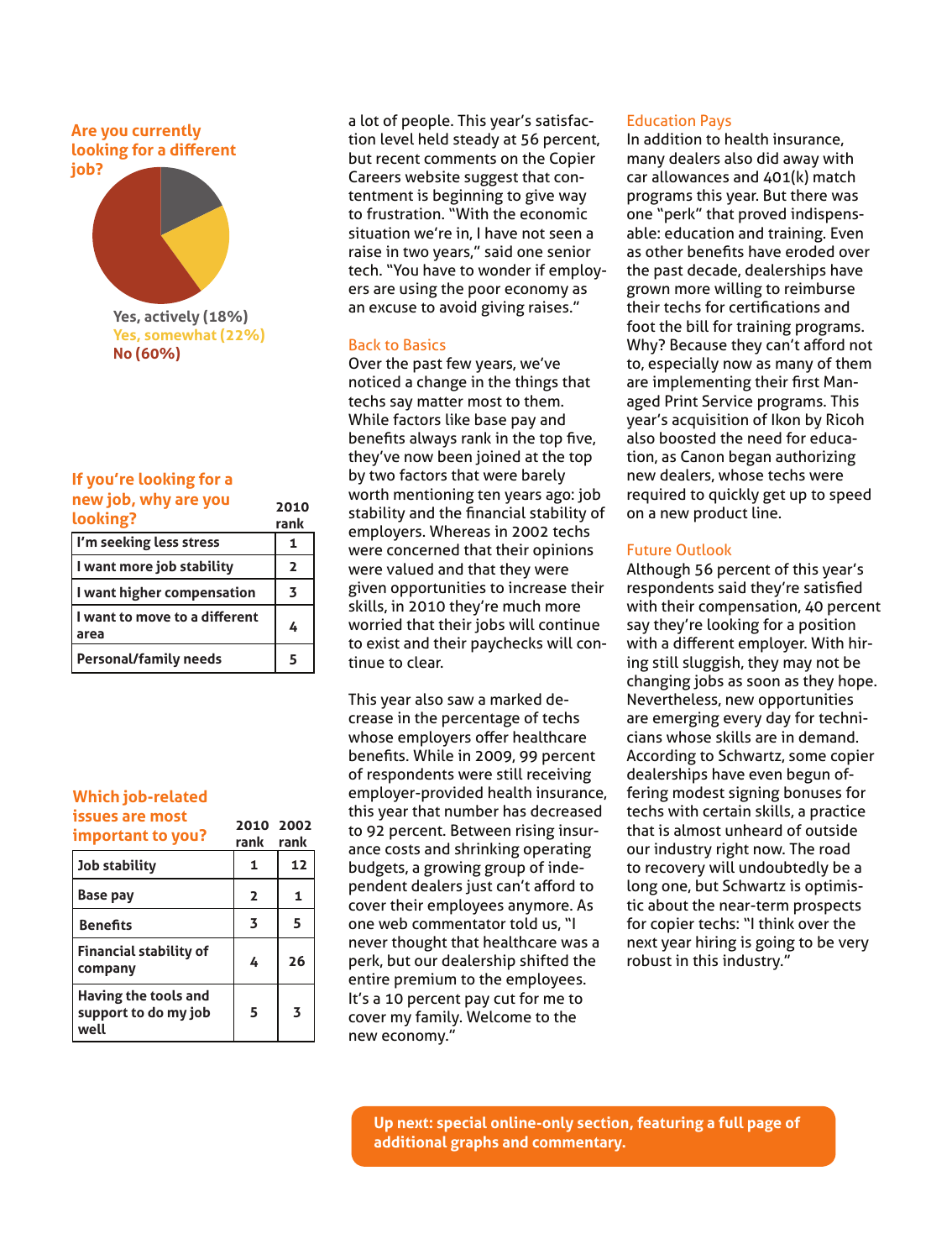**Are you currently looking for a different job?**

Yes, actively (18%)
Yes, somewhat (22%)
No (60%)

**If you're looking for a new job, why are you looking?**

| | 2010 rank |
|---|---|
| I'm seeking less stress | 1 |
| I want more job stability | 2 |
| I want higher compensation | 3 |
| I want to move to a different area | 4 |
| Personal/family needs | 5 |

**Which job-related issues are most important to you?**

| | 2010 rank | 2002 rank |
|---|---|---|
| Job stability | 1 | 12 |
| Base pay | 2 | 1 |
| Benefits | 3 | 5 |
| Financial stability of company | 4 | 26 |
| Having the tools and support to do my job well | 5 | 3 |

a lot of people. This year's satisfaction level held steady at 56 percent, but recent comments on the Copier Careers website suggest that contentment is beginning to give way to frustration. "With the economic situation we're in, I have not seen a raise in two years," said one senior tech. "You have to wonder if employers are using the poor economy as an excuse to avoid giving raises."

## Back to Basics

Over the past few years, we've noticed a change in the things that techs say matter most to them. While factors like base pay and benefits always rank in the top five, they've now been joined at the top by two factors that were barely worth mentioning ten years ago: job stability and the financial stability of employers. Whereas in 2002 techs were concerned that their opinions were valued and that they were given opportunities to increase their skills, in 2010 they're much more worried that their jobs will continue to exist and their paychecks will continue to clear.

This year also saw a marked decrease in the percentage of techs whose employers offer healthcare benefits. While in 2009, 99 percent of respondents were still receiving employer-provided health insurance, this year that number has decreased to 92 percent. Between rising insurance costs and shrinking operating budgets, a growing group of independent dealers just can't afford to cover their employees anymore. As one web commentator told us, "I never thought that healthcare was a perk, but our dealership shifted the entire premium to the employees. It's a 10 percent pay cut for me to cover my family. Welcome to the new economy."

## Education Pays

In addition to health insurance, many dealers also did away with car allowances and 401(k) match programs this year. But there was one "perk" that proved indispensable: education and training. Even as other benefits have eroded over the past decade, dealerships have grown more willing to reimburse their techs for certifications and foot the bill for training programs. Why? Because they can't afford not to, especially now as many of them are implementing their first Managed Print Service programs. This year's acquisition of Ikon by Ricoh also boosted the need for education, as Canon began authorizing new dealers, whose techs were required to quickly get up to speed on a new product line.

## Future Outlook

Although 56 percent of this year's respondents said they're satisfied with their compensation, 40 percent say they're looking for a position with a different employer. With hiring still sluggish, they may not be changing jobs as soon as they hope. Nevertheless, new opportunities are emerging every day for technicians whose skills are in demand. According to Schwartz, some copier dealerships have even begun offering modest signing bonuses for techs with certain skills, a practice that is almost unheard of outside our industry right now. The road to recovery will undoubtedly be a long one, but Schwartz is optimistic about the near-term prospects for copier techs: "I think over the next year hiring is going to be very robust in this industry."

**Up next: special online-only section, featuring a full page of additional graphs and commentary.**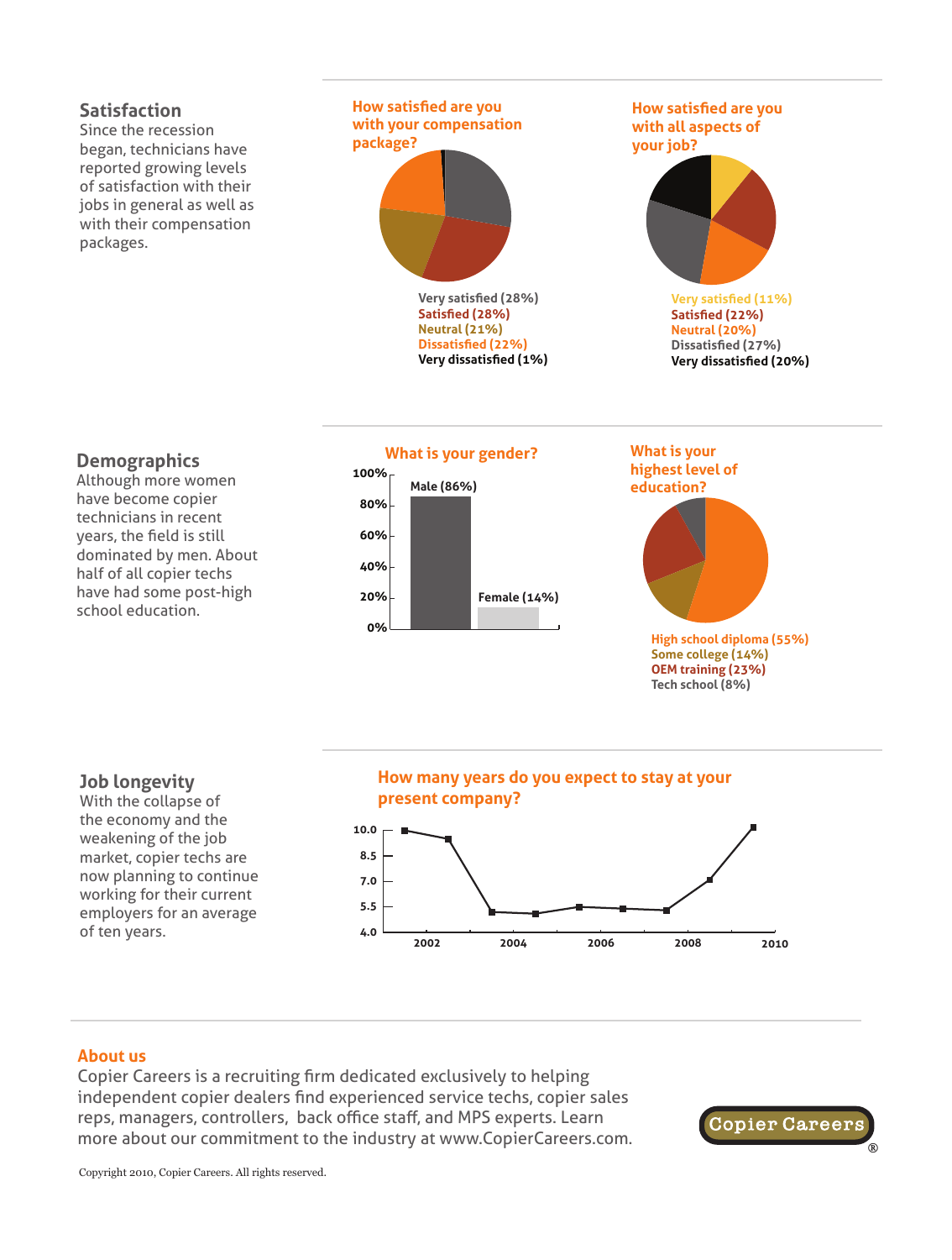## Satisfaction

Since the recession began, technicians have reported growing levels of satisfaction with their jobs in general as well as with their compensation packages.

**How satisfied are you with your compensation package?**

Very satisfied (28%)
Satisfied (28%)
Neutral (21%)
Dissatisfied (22%)
Very dissatisfied (1%)

**How satisfied are you with all aspects of your job?**

Very satisfied (11%)
Satisfied (22%)
Neutral (20%)
Dissatisfied (27%)
Very dissatisfied (20%)

## Demographics

Although more women have become copier technicians in recent years, the field is still dominated by men. About half of all copier techs have had some post-high school education.

**What is your gender?**

100%
80%
60%
40%
20%
0%
Male (86%)
Female (14%)

**What is your highest level of education?**

High school diploma (55%)
Some college (14%)
OEM training (23%)
Tech school (8%)

## Job longevity

With the collapse of the economy and the weakening of the job market, copier techs are now planning to continue working for their current employers for an average of ten years.

**How many years do you expect to stay at your present company?**

10.0
8.5
7.0
5.5
4.0
2002
2004
2006
2008
2010

## About us

Copier Careers is a recruiting firm dedicated exclusively to helping independent copier dealers find experienced service techs, copier sales reps, managers, controllers, back office staff, and MPS experts. Learn more about our commitment to the industry at www.CopierCareers.com.

Copier Careers®

Copyright 2010, Copier Careers. All rights reserved.